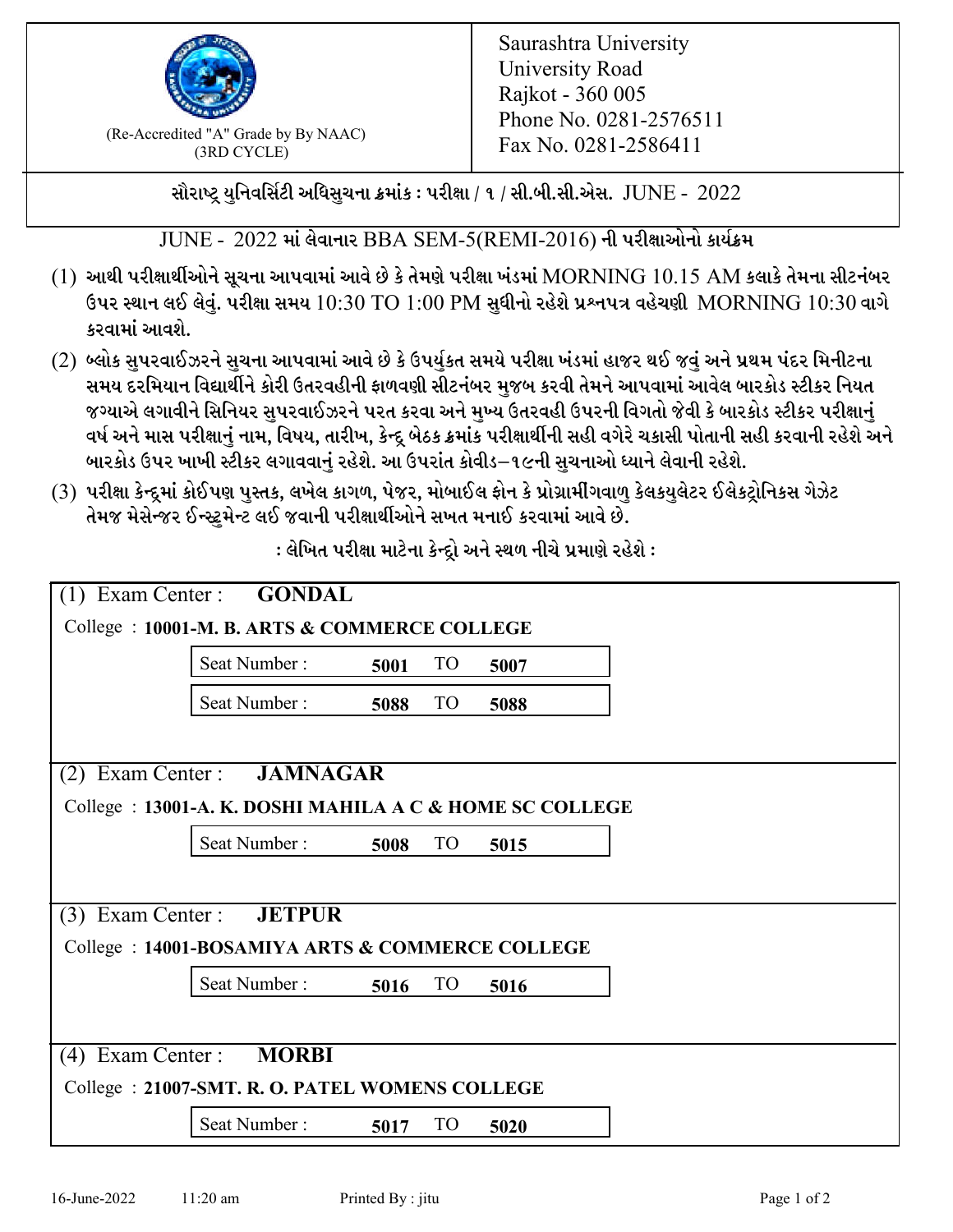(Re-Accredited "A" Grade by By NAAC)
(3RD CYCLE)

Saurashtra University
University Road
Rajkot - 360 005
Phone No. 0281-2576511
Fax No. 0281-2586411

**સૌરાષ્ટ્ર યુનિવર્સિટી અધિસુચના ક્રમાંક : પરીક્ષા / ૧ / સી.બી.સી.એસ. JUNE - 2022**

JUNE - 2022 માં લેવાનાર BBA SEM-5(REMI-2016) ની પરીક્ષાઓનો કાર્યક્રમ

(1) આથી પરીક્ષાર્થીઓને સૂચના આપવામાં આવે છે કે તેમણે પરીક્ષા ખંડમાં MORNING 10.15 AM કલાકે તેમના સીટનંબર ઉપર સ્થાન લઈ લેવું. પરીક્ષા સમય 10:30 TO 1:00 PM સુધીનો રહેશે પ્રશ્નપત્ર વહેચણી MORNING 10:30 વાગે કરવામાં આવશે.

(2) બ્લોક સુપરવાઈઝરને સુચના આપવામાં આવે છે કે ઉપર્યુકત સમયે પરીક્ષા ખંડમાં હાજર થઈ જવું અને પ્રથમ પંદર મિનીટના સમય દરમિયાન વિદ્યાર્થીને કોરી ઉતરવહીની ફાળવણી સીટનંબર મુજબ કરવી તેમને આપવામાં આવેલ બારકોડ સ્ટીકર નિયત જગ્યાએ લગાવીને સિનિયર સુપરવાઈઝરને પરત કરવા અને મુખ્ય ઉતરવહી ઉપરની વિગતો જેવી કે બારકોડ સ્ટીકર પરીક્ષાનું વર્ષ અને માસ પરીક્ષાનું નામ, વિષય, તારીખ, કેન્દ્ર બેઠક ક્રમાંક પરીક્ષાર્થીની સહી વગેરે ચકાસી પોતાની સહી કરવાની રહેશે અને બારકોડ ઉપર ખાખી સ્ટીકર લગાવવાનું રહેશે. આ ઉપરાંત કોવીડ–૧૯ની સુચનાઓ ધ્યાને લેવાની રહેશે.

(3) પરીક્ષા કેન્દ્રમાં કોઈપણ પુસ્તક, લખેલ કાગળ, પેજર, મોબાઈલ ફોન કે પ્રોગ્રામીંગવાળુ કેલકયુલેટર ઈલેકટ્રોનિકસ ગેઝેટ તેમજ મેસેન્જર ઈન્સ્ટ્રુમેન્ટ લઈ જવાની પરીક્ષાર્થીઓને સખત મનાઈ કરવામાં આવે છે.

: લેખિત પરીક્ષા માટેના કેન્દ્રો અને સ્થળ નીચે પ્રમાણે રહેશે :

(1) Exam Center : **GONDAL**

College : **10001-M. B. ARTS & COMMERCE COLLEGE**

| Seat Number : | From | TO | To |
|---|---|---|---|
| Seat Number : | **5001** | TO | **5007** |
| Seat Number : | **5088** | TO | **5088** |

(2) Exam Center : **JAMNAGAR**

College : **13001-A. K. DOSHI MAHILA A C & HOME SC COLLEGE**

| Seat Number : | From | TO | To |
|---|---|---|---|
| Seat Number : | **5008** | TO | **5015** |

(3) Exam Center : **JETPUR**

College : **14001-BOSAMIYA ARTS & COMMERCE COLLEGE**

| Seat Number : | From | TO | To |
|---|---|---|---|
| Seat Number : | **5016** | TO | **5016** |

(4) Exam Center : **MORBI**

College : **21007-SMT. R. O. PATEL WOMENS COLLEGE**

| Seat Number : | From | TO | To |
|---|---|---|---|
| Seat Number : | **5017** | TO | **5020** |

16-June-2022 11:20 am Printed By : jitu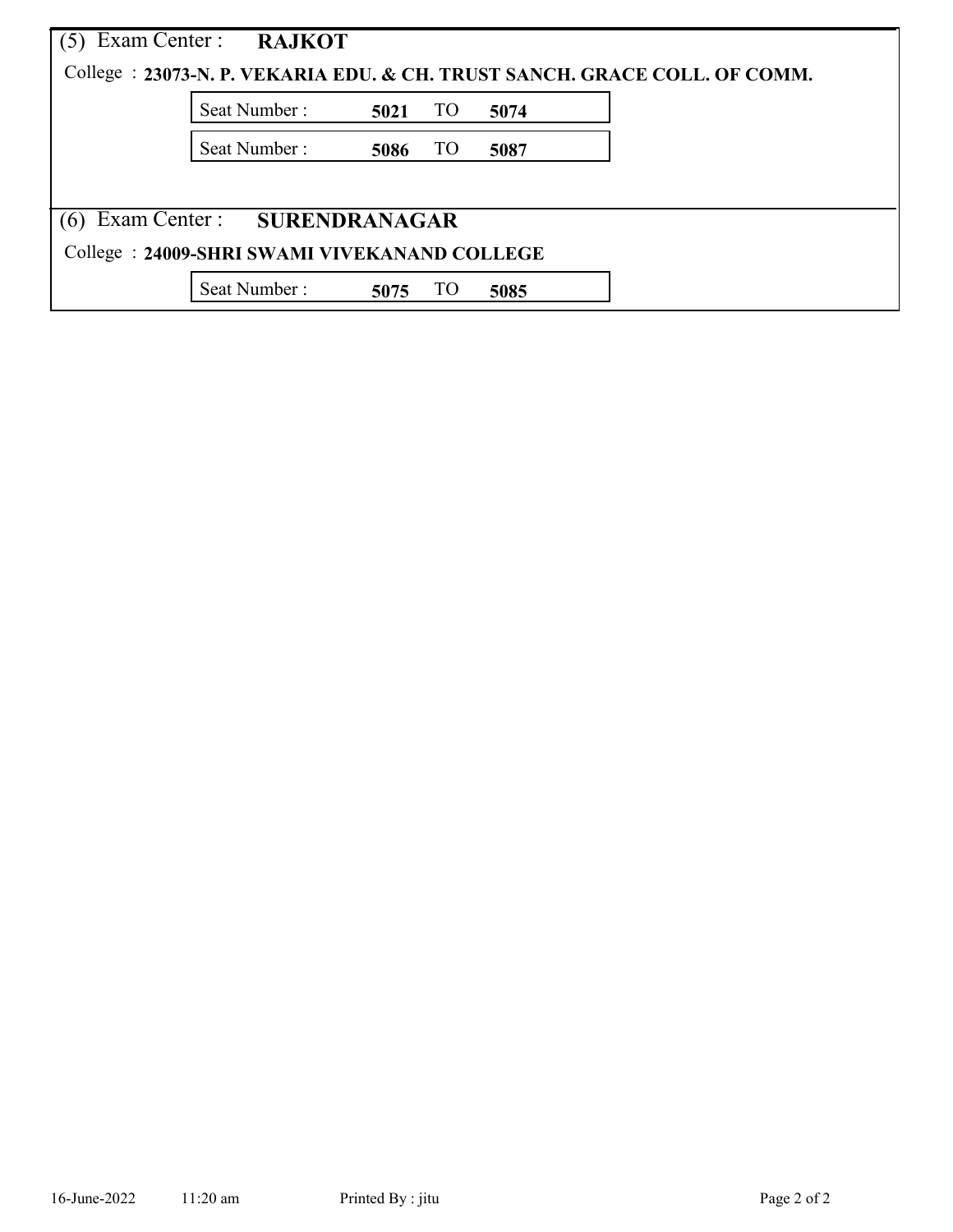(5) Exam Center : **RAJKOT**

College : **23073-N. P. VEKARIA EDU. & CH. TRUST SANCH. GRACE COLL. OF COMM.**

| Seat Number : | **5021** | TO | **5074** |
|---|---|---|---|
| Seat Number : | **5086** | TO | **5087** |

(6) Exam Center : **SURENDRANAGAR**

College : **24009-SHRI SWAMI VIVEKANAND COLLEGE**

| Seat Number : | **5075** | TO | **5085** |
|---|---|---|---|

16-June-2022 11:20 am Printed By : jitu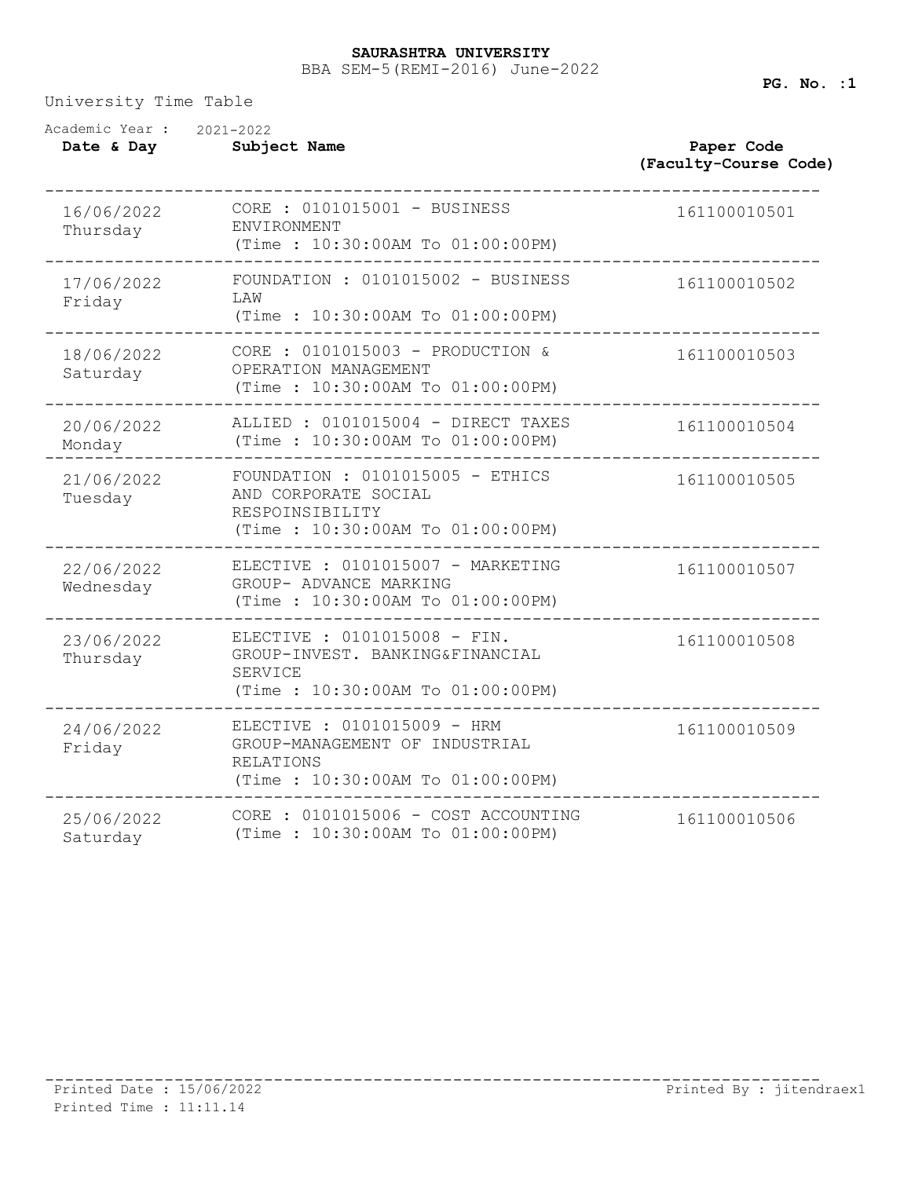**SAURASHTRA UNIVERSITY**

BBA SEM-5(REMI-2016) June-2022

University Time Table

Academic Year : 2021-2022

| Date & Day | Subject Name | Paper Code (Faculty-Course Code) |
|---|---|---|
| 16/06/2022 Thursday | CORE : 0101015001 - BUSINESS ENVIRONMENT (Time : 10:30:00AM To 01:00:00PM) | 161100010501 |
| 17/06/2022 Friday | FOUNDATION : 0101015002 - BUSINESS LAW (Time : 10:30:00AM To 01:00:00PM) | 161100010502 |
| 18/06/2022 Saturday | CORE : 0101015003 - PRODUCTION & OPERATION MANAGEMENT (Time : 10:30:00AM To 01:00:00PM) | 161100010503 |
| 20/06/2022 Monday | ALLIED : 0101015004 - DIRECT TAXES (Time : 10:30:00AM To 01:00:00PM) | 161100010504 |
| 21/06/2022 Tuesday | FOUNDATION : 0101015005 - ETHICS AND CORPORATE SOCIAL RESPOINSIBILITY (Time : 10:30:00AM To 01:00:00PM) | 161100010505 |
| 22/06/2022 Wednesday | ELECTIVE : 0101015007 - MARKETING GROUP- ADVANCE MARKING (Time : 10:30:00AM To 01:00:00PM) | 161100010507 |
| 23/06/2022 Thursday | ELECTIVE : 0101015008 - FIN. GROUP-INVEST. BANKING&FINANCIAL SERVICE (Time : 10:30:00AM To 01:00:00PM) | 161100010508 |
| 24/06/2022 Friday | ELECTIVE : 0101015009 - HRM GROUP-MANAGEMENT OF INDUSTRIAL RELATIONS (Time : 10:30:00AM To 01:00:00PM) | 161100010509 |
| 25/06/2022 Saturday | CORE : 0101015006 - COST ACCOUNTING (Time : 10:30:00AM To 01:00:00PM) | 161100010506 |

Printed Date : 15/06/2022
Printed Time : 11:11.14

Printed By : jitendraex1